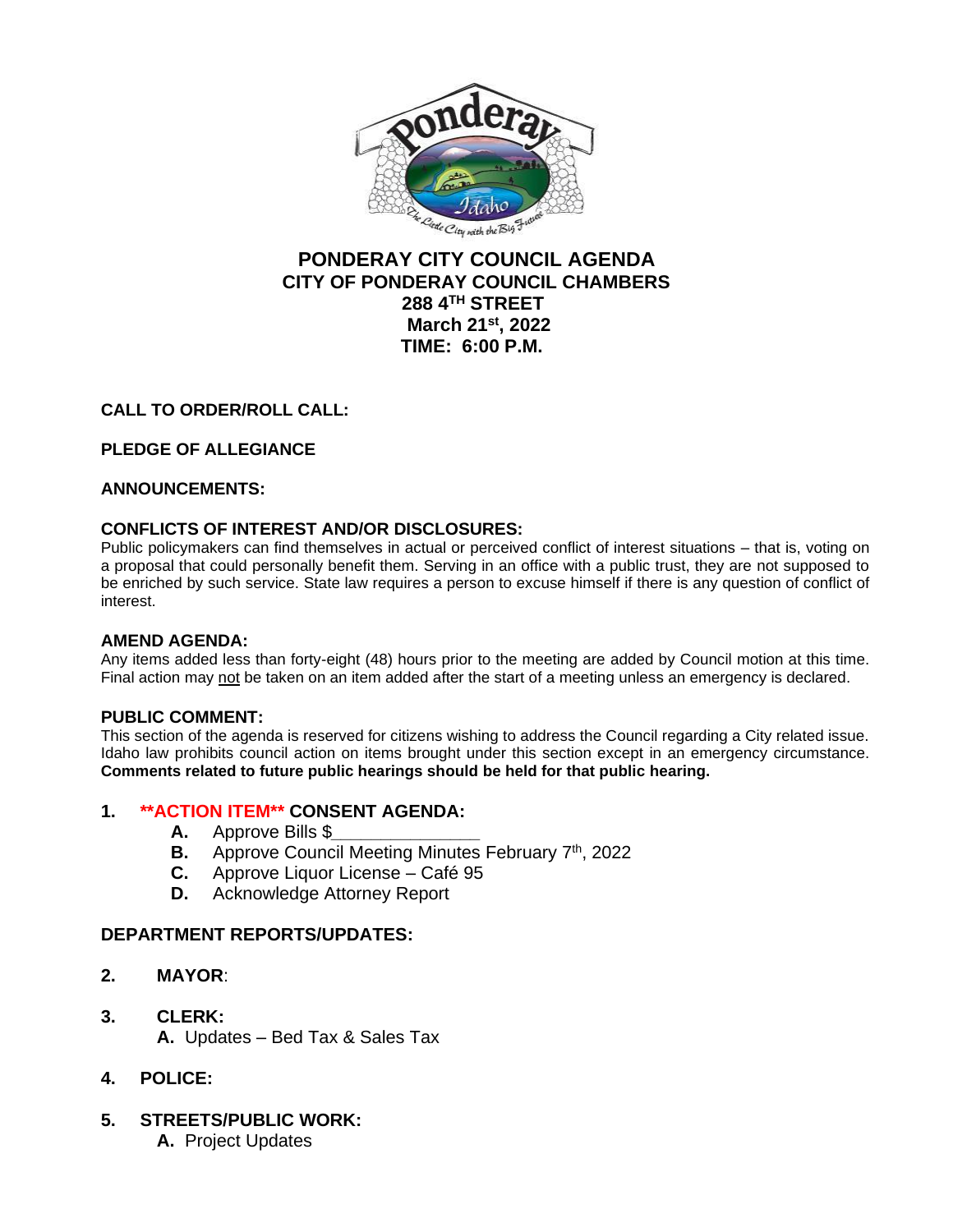# PONDERAY CITY COUNCIL AGENDA
## CITY OF PONDERAY COUNCIL CHAMBERS
## 288 4TH STREET
## March 21st, 2022
## TIME: 6:00 P.M.

**CALL TO ORDER/ROLL CALL:**

**PLEDGE OF ALLEGIANCE**

**ANNOUNCEMENTS:**

**CONFLICTS OF INTEREST AND/OR DISCLOSURES:**
Public policymakers can find themselves in actual or perceived conflict of interest situations – that is, voting on a proposal that could personally benefit them. Serving in an office with a public trust, they are not supposed to be enriched by such service. State law requires a person to excuse himself if there is any question of conflict of interest.

**AMEND AGENDA:**
Any items added less than forty-eight (48) hours prior to the meeting are added by Council motion at this time. Final action may not be taken on an item added after the start of a meeting unless an emergency is declared.

**PUBLIC COMMENT:**
This section of the agenda is reserved for citizens wishing to address the Council regarding a City related issue. Idaho law prohibits council action on items brought under this section except in an emergency circumstance. **Comments related to future public hearings should be held for that public hearing.**

1. **\*\*ACTION ITEM\*\* CONSENT AGENDA:**
   - **A.** Approve Bills $_______________
   - **B.** Approve Council Meeting Minutes February 7th, 2022
   - **C.** Approve Liquor License – Café 95
   - **D.** Acknowledge Attorney Report

**DEPARTMENT REPORTS/UPDATES:**

2. **MAYOR**:

3. **CLERK:**
   - **A.** Updates – Bed Tax & Sales Tax

4. **POLICE:**

5. **STREETS/PUBLIC WORK:**
   - **A.** Project Updates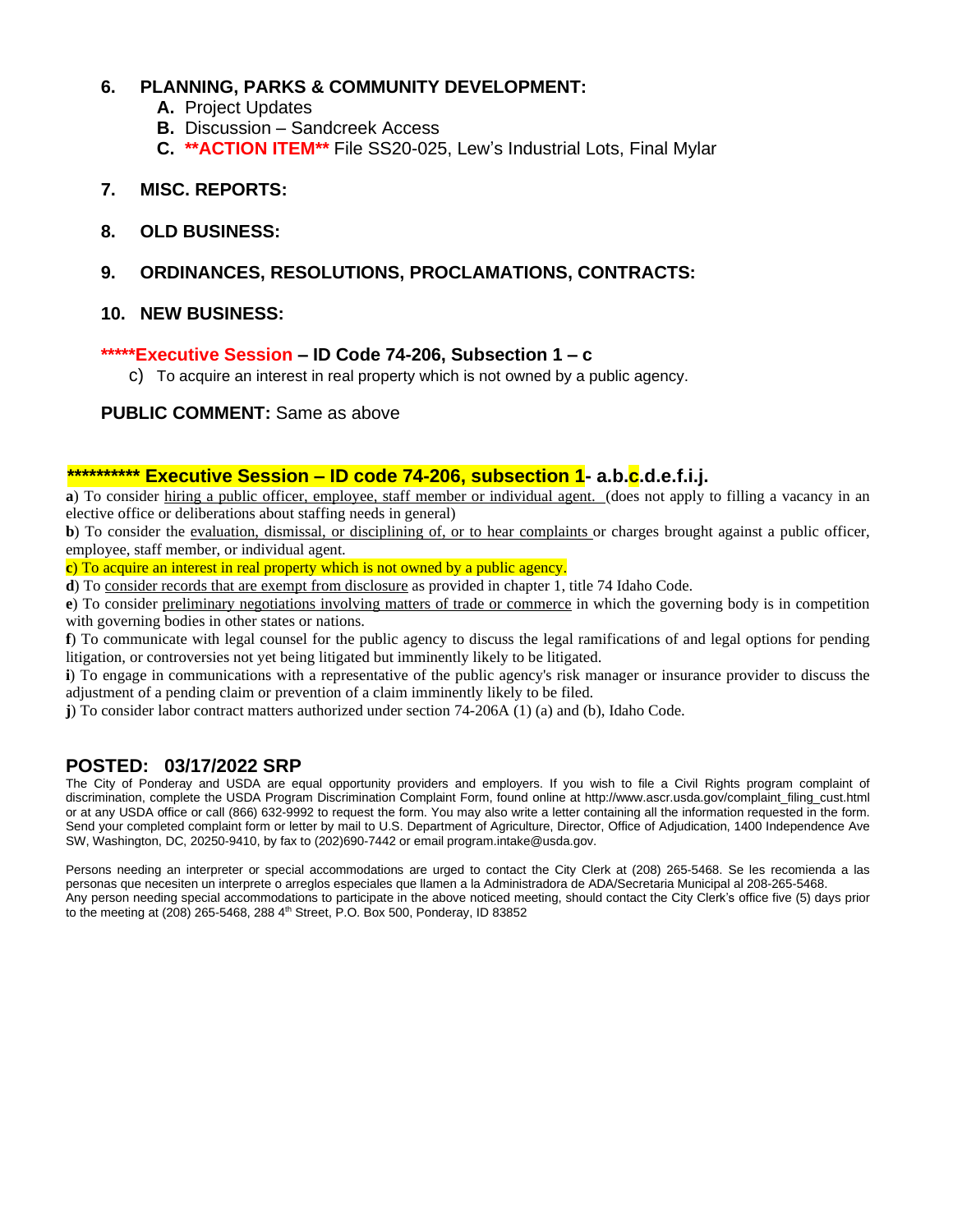6. **PLANNING, PARKS & COMMUNITY DEVELOPMENT:**
   - **A.** Project Updates
   - **B.** Discussion – Sandcreek Access
   - **C.** **\*\*ACTION ITEM\*\*** File SS20-025, Lew's Industrial Lots, Final Mylar

7. **MISC. REPORTS:**

8. **OLD BUSINESS:**

9. **ORDINANCES, RESOLUTIONS, PROCLAMATIONS, CONTRACTS:**

10. **NEW BUSINESS:**

**\*\*\*\*\*Executive Session – ID Code 74-206, Subsection 1 – c**

c) To acquire an interest in real property which is not owned by a public agency.

**PUBLIC COMMENT:** Same as above

## \*\*\*\*\*\*\*\*\*\* Executive Session – ID code 74-206, subsection 1- a.b.c.d.e.f.i.j.

**a**) To consider hiring a public officer, employee, staff member or individual agent. (does not apply to filling a vacancy in an elective office or deliberations about staffing needs in general)

**b**) To consider the evaluation, dismissal, or disciplining of, or to hear complaints or charges brought against a public officer, employee, staff member, or individual agent.

**c**) To acquire an interest in real property which is not owned by a public agency.

**d**) To consider records that are exempt from disclosure as provided in chapter 1, title 74 Idaho Code.

**e**) To consider preliminary negotiations involving matters of trade or commerce in which the governing body is in competition with governing bodies in other states or nations.

**f**) To communicate with legal counsel for the public agency to discuss the legal ramifications of and legal options for pending litigation, or controversies not yet being litigated but imminently likely to be litigated.

**i**) To engage in communications with a representative of the public agency's risk manager or insurance provider to discuss the adjustment of a pending claim or prevention of a claim imminently likely to be filed.

**j**) To consider labor contract matters authorized under section 74-206A (1) (a) and (b), Idaho Code.

## POSTED: 03/17/2022 SRP

The City of Ponderay and USDA are equal opportunity providers and employers. If you wish to file a Civil Rights program complaint of discrimination, complete the USDA Program Discrimination Complaint Form, found online at http://www.ascr.usda.gov/complaint_filing_cust.html or at any USDA office or call (866) 632-9992 to request the form. You may also write a letter containing all the information requested in the form. Send your completed complaint form or letter by mail to U.S. Department of Agriculture, Director, Office of Adjudication, 1400 Independence Ave SW, Washington, DC, 20250-9410, by fax to (202)690-7442 or email program.intake@usda.gov.

Persons needing an interpreter or special accommodations are urged to contact the City Clerk at (208) 265-5468. Se les recomienda a las personas que necesiten un interprete o arreglos especiales que llamen a la Administradora de ADA/Secretaria Municipal al 208-265-5468.
Any person needing special accommodations to participate in the above noticed meeting, should contact the City Clerk's office five (5) days prior to the meeting at (208) 265-5468, 288 4th Street, P.O. Box 500, Ponderay, ID 83852